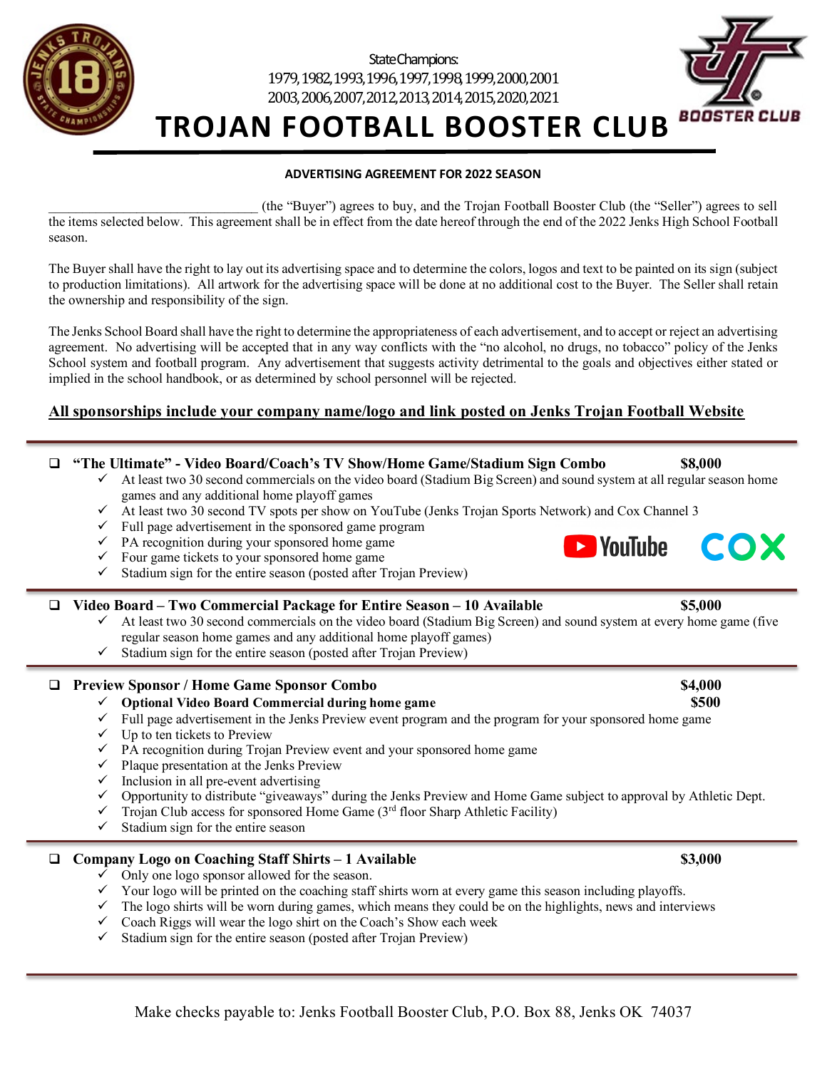State Champions:
1979, 1982, 1993, 1996, 1997, 1998, 1999, 2000, 2001
2003, 2006, 2007, 2012, 2013, 2014, 2015, 2020, 2021

# TROJAN FOOTBALL BOOSTER CLUB

### ADVERTISING AGREEMENT FOR 2022 SEASON

_______________________________ (the "Buyer") agrees to buy, and the Trojan Football Booster Club (the "Seller") agrees to sell the items selected below. This agreement shall be in effect from the date hereof through the end of the 2022 Jenks High School Football season.

The Buyer shall have the right to lay out its advertising space and to determine the colors, logos and text to be painted on its sign (subject to production limitations). All artwork for the advertising space will be done at no additional cost to the Buyer. The Seller shall retain the ownership and responsibility of the sign.

The Jenks School Board shall have the right to determine the appropriateness of each advertisement, and to accept or reject an advertising agreement. No advertising will be accepted that in any way conflicts with the "no alcohol, no drugs, no tobacco" policy of the Jenks School system and football program. Any advertisement that suggests activity detrimental to the goals and objectives either stated or implied in the school handbook, or as determined by school personnel will be rejected.

**All sponsorships include your company name/logo and link posted on Jenks Trojan Football Website**

---

❑ **"The Ultimate" - Video Board/Coach's TV Show/Home Game/Stadium Sign Combo** **$8,000**

- ✓ At least two 30 second commercials on the video board (Stadium Big Screen) and sound system at all regular season home games and any additional home playoff games
- ✓ At least two 30 second TV spots per show on YouTube (Jenks Trojan Sports Network) and Cox Channel 3
- ✓ Full page advertisement in the sponsored game program
- ✓ PA recognition during your sponsored home game
- ✓ Four game tickets to your sponsored home game
- ✓ Stadium sign for the entire season (posted after Trojan Preview)

---

❑ **Video Board – Two Commercial Package for Entire Season – 10 Available** **$5,000**

- ✓ At least two 30 second commercials on the video board (Stadium Big Screen) and sound system at every home game (five regular season home games and any additional home playoff games)
- ✓ Stadium sign for the entire season (posted after Trojan Preview)

---

❑ **Preview Sponsor / Home Game Sponsor Combo** **$4,000**

- ✓ **Optional Video Board Commercial during home game** **$500**
- ✓ Full page advertisement in the Jenks Preview event program and the program for your sponsored home game
- ✓ Up to ten tickets to Preview
- ✓ PA recognition during Trojan Preview event and your sponsored home game
- ✓ Plaque presentation at the Jenks Preview
- ✓ Inclusion in all pre-event advertising
- ✓ Opportunity to distribute "giveaways" during the Jenks Preview and Home Game subject to approval by Athletic Dept.
- ✓ Trojan Club access for sponsored Home Game (3rd floor Sharp Athletic Facility)
- ✓ Stadium sign for the entire season

---

❑ **Company Logo on Coaching Staff Shirts – 1 Available** **$3,000**

- ✓ Only one logo sponsor allowed for the season.
- ✓ Your logo will be printed on the coaching staff shirts worn at every game this season including playoffs.
- ✓ The logo shirts will be worn during games, which means they could be on the highlights, news and interviews
- ✓ Coach Riggs will wear the logo shirt on the Coach's Show each week
- ✓ Stadium sign for the entire season (posted after Trojan Preview)

---

Make checks payable to: Jenks Football Booster Club, P.O. Box 88, Jenks OK 74037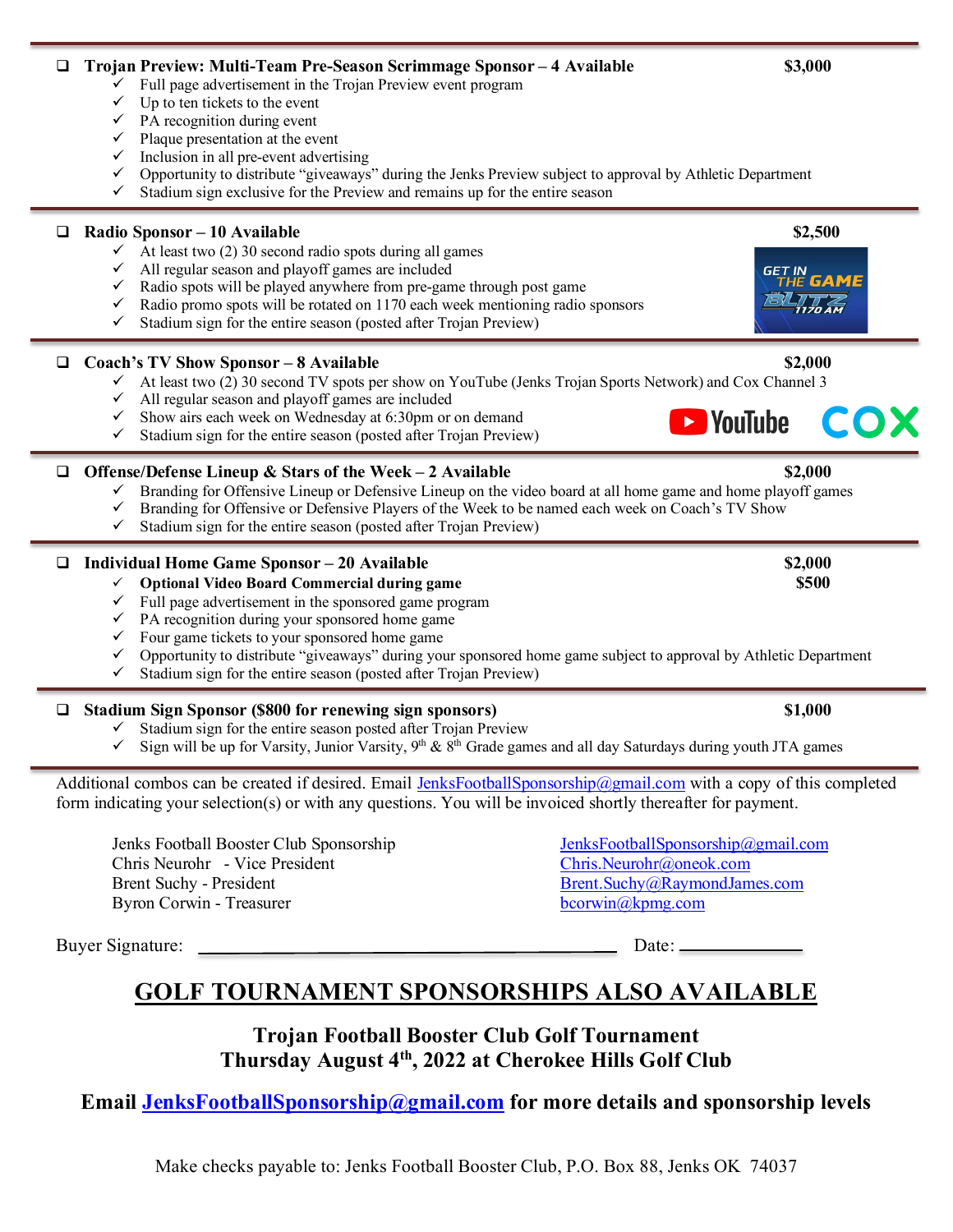- ❑ **Trojan Preview: Multi-Team Pre-Season Scrimmage Sponsor – 4 Available** **$3,000**
  - ✓ Full page advertisement in the Trojan Preview event program
  - ✓ Up to ten tickets to the event
  - ✓ PA recognition during event
  - ✓ Plaque presentation at the event
  - ✓ Inclusion in all pre-event advertising
  - ✓ Opportunity to distribute "giveaways" during the Jenks Preview subject to approval by Athletic Department
  - ✓ Stadium sign exclusive for the Preview and remains up for the entire season

---

- ❑ **Radio Sponsor – 10 Available** **$2,500**
  - ✓ At least two (2) 30 second radio spots during all games
  - ✓ All regular season and playoff games are included
  - ✓ Radio spots will be played anywhere from pre-game through post game
  - ✓ Radio promo spots will be rotated on 1170 each week mentioning radio sponsors
  - ✓ Stadium sign for the entire season (posted after Trojan Preview)

GET IN THE GAME BLITZ 1170 AM

---

- ❑ **Coach's TV Show Sponsor – 8 Available** **$2,000**
  - ✓ At least two (2) 30 second TV spots per show on YouTube (Jenks Trojan Sports Network) and Cox Channel 3
  - ✓ All regular season and playoff games are included
  - ✓ Show airs each week on Wednesday at 6:30pm or on demand
  - ✓ Stadium sign for the entire season (posted after Trojan Preview)

YouTube COX

---

- ❑ **Offense/Defense Lineup & Stars of the Week – 2 Available** **$2,000**
  - ✓ Branding for Offensive Lineup or Defensive Lineup on the video board at all home game and home playoff games
  - ✓ Branding for Offensive or Defensive Players of the Week to be named each week on Coach's TV Show
  - ✓ Stadium sign for the entire season (posted after Trojan Preview)

---

- ❑ **Individual Home Game Sponsor – 20 Available** **$2,000**
  - ✓ **Optional Video Board Commercial during game** **$500**
  - ✓ Full page advertisement in the sponsored game program
  - ✓ PA recognition during your sponsored home game
  - ✓ Four game tickets to your sponsored home game
  - ✓ Opportunity to distribute "giveaways" during your sponsored home game subject to approval by Athletic Department
  - ✓ Stadium sign for the entire season (posted after Trojan Preview)

---

- ❑ **Stadium Sign Sponsor ($800 for renewing sign sponsors)** **$1,000**
  - ✓ Stadium sign for the entire season posted after Trojan Preview
  - ✓ Sign will be up for Varsity, Junior Varsity, 9th & 8th Grade games and all day Saturdays during youth JTA games

---

Additional combos can be created if desired. Email JenksFootballSponsorship@gmail.com with a copy of this completed form indicating your selection(s) or with any questions. You will be invoiced shortly thereafter for payment.

| | |
|---|---|
| Jenks Football Booster Club Sponsorship | JenksFootballSponsorship@gmail.com |
| Chris Neurohr - Vice President | Chris.Neurohr@oneok.com |
| Brent Suchy - President | Brent.Suchy@RaymondJames.com |
| Byron Corwin - Treasurer | bcorwin@kpmg.com |

Buyer Signature: ______________________________ Date: __________

## GOLF TOURNAMENT SPONSORSHIPS ALSO AVAILABLE

### Trojan Football Booster Club Golf Tournament
### Thursday August 4th, 2022 at Cherokee Hills Golf Club

**Email JenksFootballSponsorship@gmail.com for more details and sponsorship levels**

Make checks payable to: Jenks Football Booster Club, P.O. Box 88, Jenks OK 74037